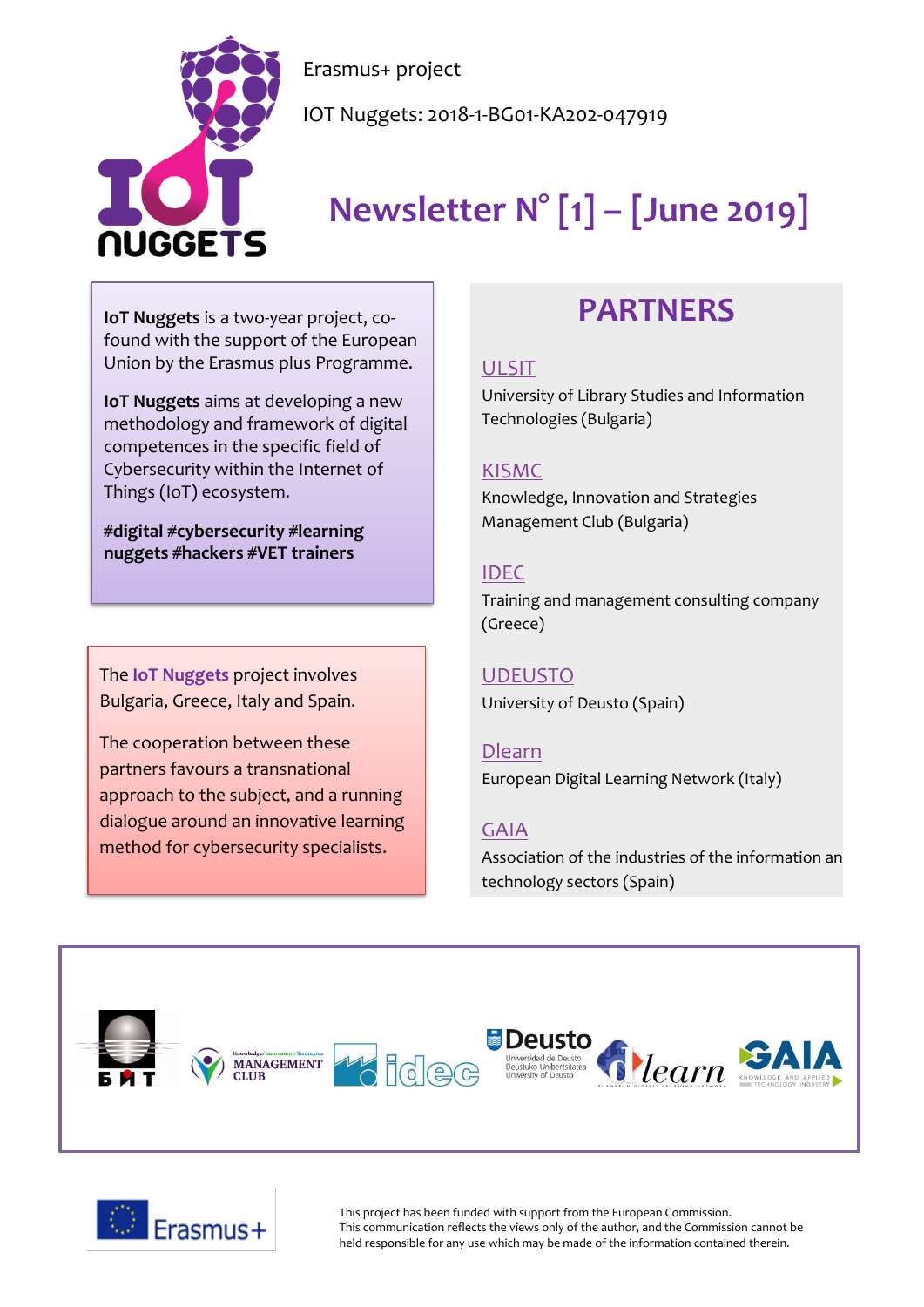Erasmus+ project

IOT Nuggets: 2018-1-BG01-KA202-047919

# Newsletter N° [1] – [June 2019]

**IoT Nuggets** is a two-year project, co-found with the support of the European Union by the Erasmus plus Programme.

**IoT Nuggets** aims at developing a new methodology and framework of digital competences in the specific field of Cybersecurity within the Internet of Things (IoT) ecosystem.

**#digital #cybersecurity #learning nuggets #hackers #VET trainers**

The **IoT Nuggets** project involves Bulgaria, Greece, Italy and Spain.

The cooperation between these partners favours a transnational approach to the subject, and a running dialogue around an innovative learning method for cybersecurity specialists.

## PARTNERS

ULSIT
University of Library Studies and Information Technologies (Bulgaria)

KISMC
Knowledge, Innovation and Strategies Management Club (Bulgaria)

IDEC
Training and management consulting company (Greece)

UDEUSTO
University of Deusto (Spain)

Dlearn
European Digital Learning Network (Italy)

GAIA
Association of the industries of the information an technology sectors (Spain)

This project has been funded with support from the European Commission.
This communication reflects the views only of the author, and the Commission cannot be held responsible for any use which may be made of the information contained therein.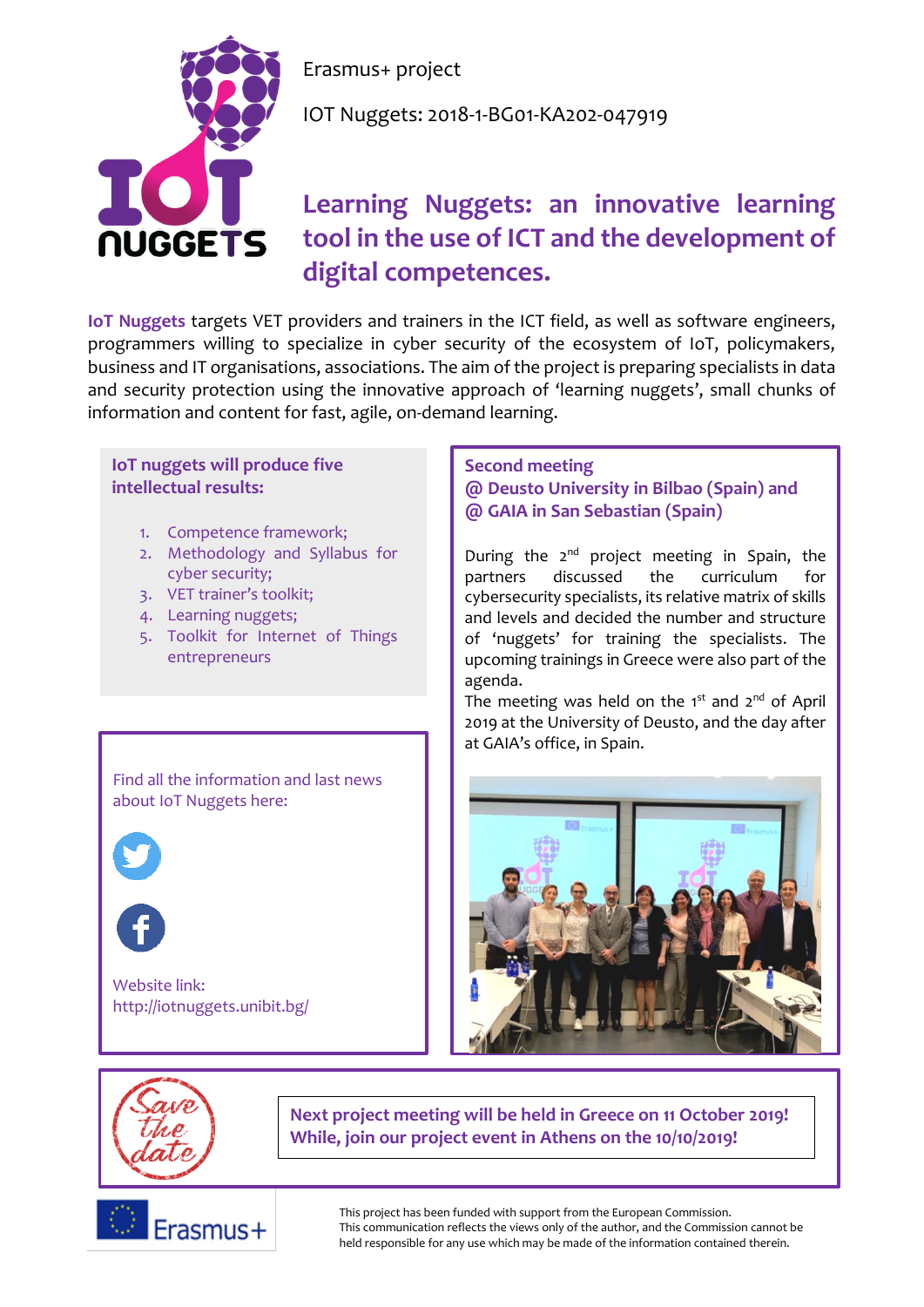Erasmus+ project

IOT Nuggets: 2018-1-BG01-KA202-047919

# Learning Nuggets: an innovative learning tool in the use of ICT and the development of digital competences.

**IoT Nuggets** targets VET providers and trainers in the ICT field, as well as software engineers, programmers willing to specialize in cyber security of the ecosystem of IoT, policymakers, business and IT organisations, associations. The aim of the project is preparing specialists in data and security protection using the innovative approach of 'learning nuggets', small chunks of information and content for fast, agile, on-demand learning.

## IoT nuggets will produce five intellectual results:

1. Competence framework;
2. Methodology and Syllabus for cyber security;
3. VET trainer's toolkit;
4. Learning nuggets;
5. Toolkit for Internet of Things entrepreneurs

Find all the information and last news about IoT Nuggets here:

Website link:
http://iotnuggets.unibit.bg/

## Second meeting @ Deusto University in Bilbao (Spain) and @ GAIA in San Sebastian (Spain)

During the 2nd project meeting in Spain, the partners discussed the curriculum for cybersecurity specialists, its relative matrix of skills and levels and decided the number and structure of 'nuggets' for training the specialists. The upcoming trainings in Greece were also part of the agenda.

The meeting was held on the 1st and 2nd of April 2019 at the University of Deusto, and the day after at GAIA's office, in Spain.

Save the date

**Next project meeting will be held in Greece on 11 October 2019! While, join our project event in Athens on the 10/10/2019!**

Erasmus+

This project has been funded with support from the European Commission.
This communication reflects the views only of the author, and the Commission cannot be held responsible for any use which may be made of the information contained therein.